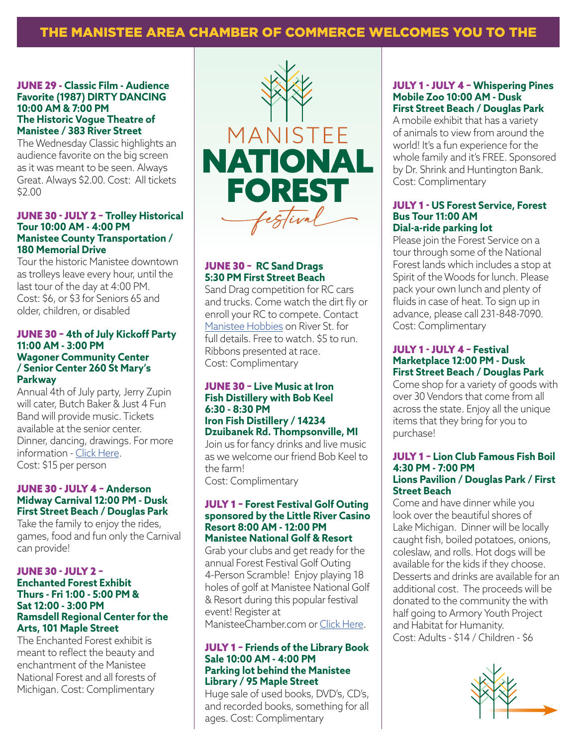# THE MANISTEE AREA CHAMBER OF COMMERCE WELCOMES YOU TO THE

# MANISTEE NATIONAL FOREST *festival*

### JUNE 29 - Classic Film - Audience Favorite (1987) DIRTY DANCING 10:00 AM & 7:00 PM The Historic Vogue Theatre of Manistee / 383 River Street

The Wednesday Classic highlights an audience favorite on the big screen as it was meant to be seen. Always Great. Always $2.00. Cost: All tickets $2.00

### JUNE 30 - JULY 2 – Trolley Historical Tour 10:00 AM - 4:00 PM Manistee County Transportation / 180 Memorial Drive

Tour the historic Manistee downtown as trolleys leave every hour, until the last tour of the day at 4:00 PM. Cost: $6, or $3 for Seniors 65 and older, children, or disabled

### JUNE 30 – 4th of July Kickoff Party 11:00 AM - 3:00 PM Wagoner Community Center / Senior Center 260 St Mary's Parkway

Annual 4th of July party, Jerry Zupin will cater, Butch Baker & Just 4 Fun Band will provide music. Tickets available at the senior center. Dinner, dancing, drawings. For more information - Click Here.
Cost: $15 per person

### JUNE 30 - JULY 4 – Anderson Midway Carnival 12:00 PM - Dusk First Street Beach / Douglas Park

Take the family to enjoy the rides, games, food and fun only the Carnival can provide!

### JUNE 30 - JULY 2 – Enchanted Forest Exhibit Thurs - Fri 1:00 - 5:00 PM & Sat 12:00 - 3:00 PM Ramsdell Regional Center for the Arts, 101 Maple Street

The Enchanted Forest exhibit is meant to reflect the beauty and enchantment of the Manistee National Forest and all forests of Michigan. Cost: Complimentary

### JUNE 30 – RC Sand Drags 5:30 PM First Street Beach

Sand Drag competition for RC cars and trucks. Come watch the dirt fly or enroll your RC to compete. Contact Manistee Hobbies on River St. for full details. Free to watch. $5 to run. Ribbons presented at race.
Cost: Complimentary

### JUNE 30 – Live Music at Iron Fish Distillery with Bob Keel 6:30 - 8:30 PM Iron Fish Distillery / 14234 Dzuibanek Rd. Thompsonville, MI

Join us for fancy drinks and live music as we welcome our friend Bob Keel to the farm!
Cost: Complimentary

### JULY 1 – Forest Festival Golf Outing sponsored by the Little River Casino Resort 8:00 AM - 12:00 PM Manistee National Golf & Resort

Grab your clubs and get ready for the annual Forest Festival Golf Outing 4-Person Scramble! Enjoy playing 18 holes of golf at Manistee National Golf & Resort during this popular festival event! Register at ManisteeChamber.com or Click Here.

### JULY 1 – Friends of the Library Book Sale 10:00 AM - 4:00 PM Parking lot behind the Manistee Library / 95 Maple Street

Huge sale of used books, DVD's, CD's, and recorded books, something for all ages. Cost: Complimentary

### JULY 1 - JULY 4 – Whispering Pines Mobile Zoo 10:00 AM - Dusk First Street Beach / Douglas Park

A mobile exhibit that has a variety of animals to view from around the world! It's a fun experience for the whole family and it's FREE. Sponsored by Dr. Shrink and Huntington Bank.
Cost: Complimentary

### JULY 1 - US Forest Service, Forest Bus Tour 11:00 AM Dial-a-ride parking lot

Please join the Forest Service on a tour through some of the National Forest lands which includes a stop at Spirit of the Woods for lunch. Please pack your own lunch and plenty of fluids in case of heat. To sign up in advance, please call 231-848-7090.
Cost: Complimentary

### JULY 1 - JULY 4 – Festival Marketplace 12:00 PM - Dusk First Street Beach / Douglas Park

Come shop for a variety of goods with over 30 Vendors that come from all across the state. Enjoy all the unique items that they bring for you to purchase!

### JULY 1 – Lion Club Famous Fish Boil 4:30 PM - 7:00 PM Lions Pavilion / Douglas Park / First Street Beach

Come and have dinner while you look over the beautiful shores of Lake Michigan. Dinner will be locally caught fish, boiled potatoes, onions, coleslaw, and rolls. Hot dogs will be available for the kids if they choose. Desserts and drinks are available for an additional cost. The proceeds will be donated to the community the with half going to Armory Youth Project and Habitat for Humanity.
Cost: Adults - $14 / Children - $6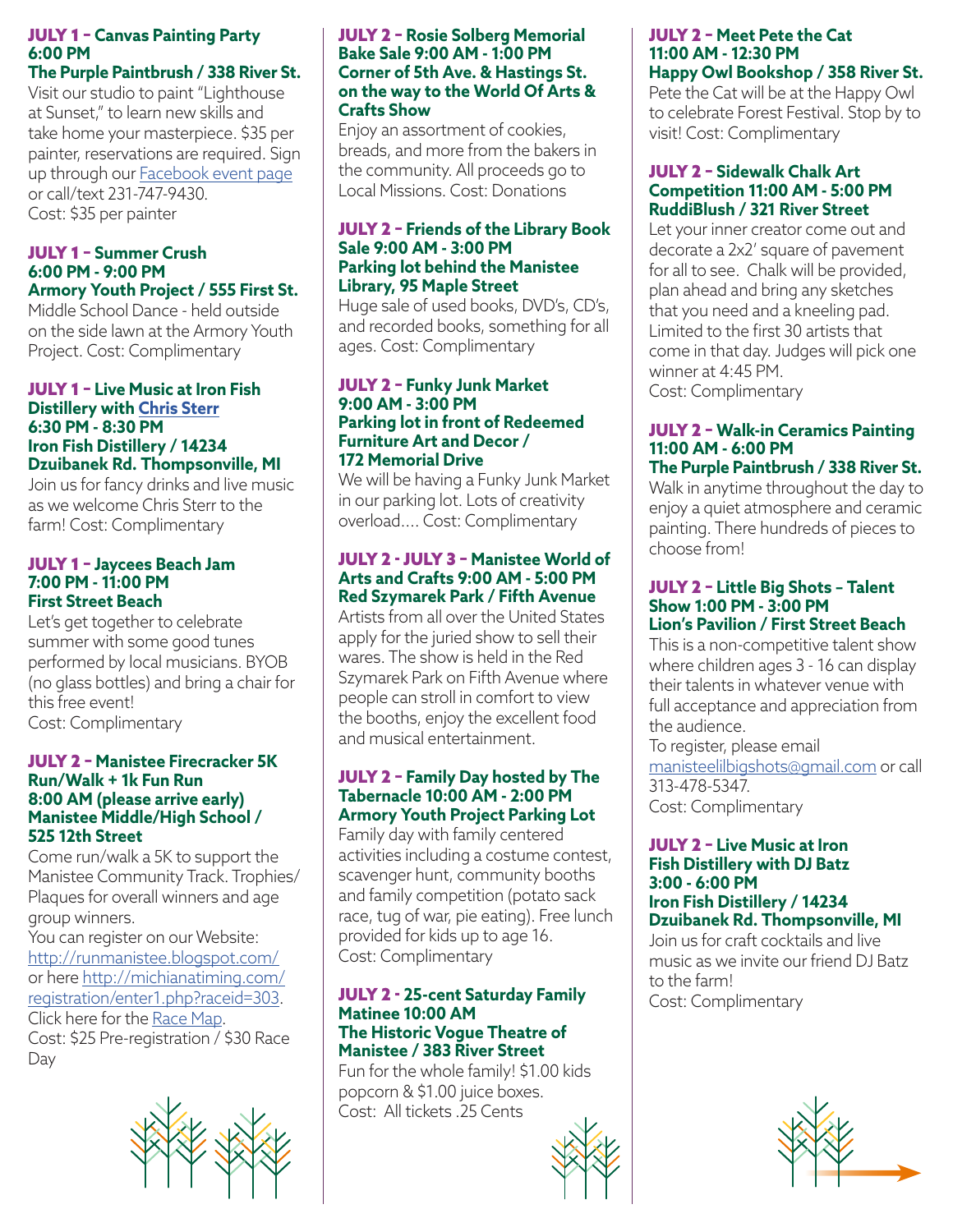### JULY 1 – Canvas Painting Party 6:00 PM
### The Purple Paintbrush / 338 River St.

Visit our studio to paint "Lighthouse at Sunset," to learn new skills and take home your masterpiece. $35 per painter, reservations are required. Sign up through our Facebook event page or call/text 231-747-9430.
Cost: $35 per painter

### JULY 1 – Summer Crush 6:00 PM - 9:00 PM
### Armory Youth Project / 555 First St.

Middle School Dance - held outside on the side lawn at the Armory Youth Project. Cost: Complimentary

### JULY 1 – Live Music at Iron Fish Distillery with Chris Sterr 6:30 PM - 8:30 PM
### Iron Fish Distillery / 14234 Dzuibanek Rd. Thompsonville, MI

Join us for fancy drinks and live music as we welcome Chris Sterr to the farm! Cost: Complimentary

### JULY 1 – Jaycees Beach Jam 7:00 PM - 11:00 PM
### First Street Beach

Let's get together to celebrate summer with some good tunes performed by local musicians. BYOB (no glass bottles) and bring a chair for this free event!
Cost: Complimentary

### JULY 2 – Manistee Firecracker 5K Run/Walk + 1k Fun Run 8:00 AM (please arrive early)
### Manistee Middle/High School / 525 12th Street

Come run/walk a 5K to support the Manistee Community Track. Trophies/ Plaques for overall winners and age group winners.
You can register on our Website: http://runmanistee.blogspot.com/ or here http://michianatiming.com/registration/enter1.php?raceid=303.
Click here for the Race Map.
Cost: $25 Pre-registration / $30 Race Day

### JULY 2 – Rosie Solberg Memorial Bake Sale 9:00 AM - 1:00 PM
### Corner of 5th Ave. & Hastings St. on the way to the World Of Arts & Crafts Show

Enjoy an assortment of cookies, breads, and more from the bakers in the community. All proceeds go to Local Missions. Cost: Donations

### JULY 2 – Friends of the Library Book Sale 9:00 AM - 3:00 PM
### Parking lot behind the Manistee Library, 95 Maple Street

Huge sale of used books, DVD's, CD's, and recorded books, something for all ages. Cost: Complimentary

### JULY 2 – Funky Junk Market 9:00 AM - 3:00 PM
### Parking lot in front of Redeemed Furniture Art and Decor / 172 Memorial Drive

We will be having a Funky Junk Market in our parking lot. Lots of creativity overload.... Cost: Complimentary

### JULY 2 - JULY 3 – Manistee World of Arts and Crafts 9:00 AM - 5:00 PM
### Red Szymarek Park / Fifth Avenue

Artists from all over the United States apply for the juried show to sell their wares. The show is held in the Red Szymarek Park on Fifth Avenue where people can stroll in comfort to view the booths, enjoy the excellent food and musical entertainment.

### JULY 2 – Family Day hosted by The Tabernacle 10:00 AM - 2:00 PM
### Armory Youth Project Parking Lot

Family day with family centered activities including a costume contest, scavenger hunt, community booths and family competition (potato sack race, tug of war, pie eating). Free lunch provided for kids up to age 16.
Cost: Complimentary

### JULY 2 - 25-cent Saturday Family Matinee 10:00 AM
### The Historic Vogue Theatre of Manistee / 383 River Street

Fun for the whole family! $1.00 kids popcorn & $1.00 juice boxes.
Cost: All tickets .25 Cents

### JULY 2 – Meet Pete the Cat 11:00 AM - 12:30 PM
### Happy Owl Bookshop / 358 River St.

Pete the Cat will be at the Happy Owl to celebrate Forest Festival. Stop by to visit! Cost: Complimentary

### JULY 2 – Sidewalk Chalk Art Competition 11:00 AM - 5:00 PM
### RuddiBlush / 321 River Street

Let your inner creator come out and decorate a 2x2' square of pavement for all to see. Chalk will be provided, plan ahead and bring any sketches that you need and a kneeling pad. Limited to the first 30 artists that come in that day. Judges will pick one winner at 4:45 PM.
Cost: Complimentary

### JULY 2 – Walk-in Ceramics Painting 11:00 AM - 6:00 PM
### The Purple Paintbrush / 338 River St.

Walk in anytime throughout the day to enjoy a quiet atmosphere and ceramic painting. There hundreds of pieces to choose from!

### JULY 2 – Little Big Shots – Talent Show 1:00 PM - 3:00 PM
### Lion's Pavilion / First Street Beach

This is a non-competitive talent show where children ages 3 - 16 can display their talents in whatever venue with full acceptance and appreciation from the audience.
To register, please email manisteelilbigshots@gmail.com or call 313-478-5347.
Cost: Complimentary

### JULY 2 – Live Music at Iron Fish Distillery with DJ Batz 3:00 - 6:00 PM
### Iron Fish Distillery / 14234 Dzuibanek Rd. Thompsonville, MI

Join us for craft cocktails and live music as we invite our friend DJ Batz to the farm!
Cost: Complimentary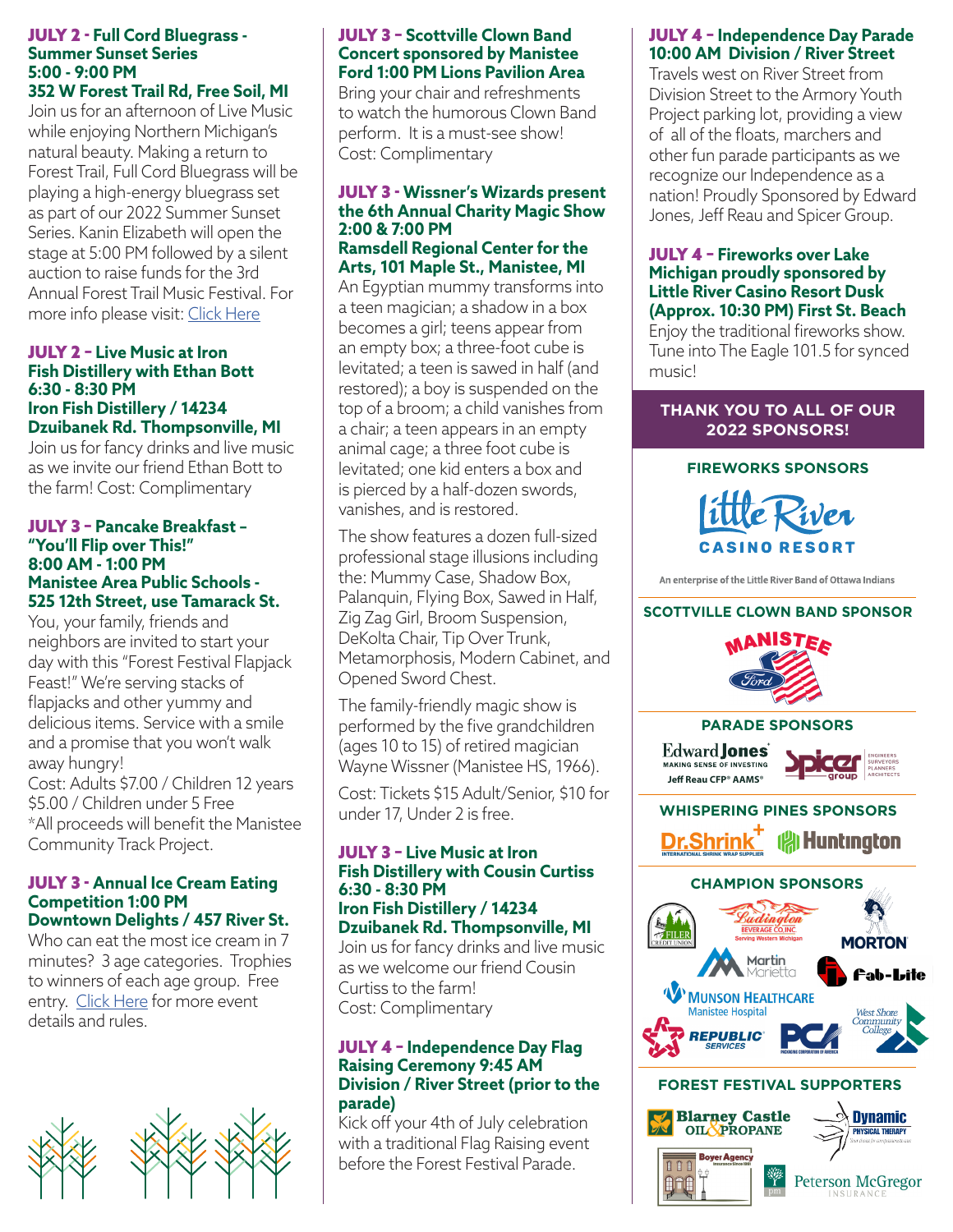### JULY 2 - Full Cord Bluegrass - Summer Sunset Series 5:00 - 9:00 PM 352 W Forest Trail Rd, Free Soil, MI

Join us for an afternoon of Live Music while enjoying Northern Michigan's natural beauty. Making a return to Forest Trail, Full Cord Bluegrass will be playing a high-energy bluegrass set as part of our 2022 Summer Sunset Series. Kanin Elizabeth will open the stage at 5:00 PM followed by a silent auction to raise funds for the 3rd Annual Forest Trail Music Festival. For more info please visit: Click Here

### JULY 2 – Live Music at Iron Fish Distillery with Ethan Bott 6:30 - 8:30 PM Iron Fish Distillery / 14234 Dzuibanek Rd. Thompsonville, MI

Join us for fancy drinks and live music as we invite our friend Ethan Bott to the farm! Cost: Complimentary

### JULY 3 – Pancake Breakfast – "You'll Flip over This!" 8:00 AM - 1:00 PM Manistee Area Public Schools - 525 12th Street, use Tamarack St.

You, your family, friends and neighbors are invited to start your day with this "Forest Festival Flapjack Feast!" We're serving stacks of flapjacks and other yummy and delicious items. Service with a smile and a promise that you won't walk away hungry!

Cost: Adults $7.00 / Children 12 years $5.00 / Children under 5 Free

*All proceeds will benefit the Manistee Community Track Project.

### JULY 3 - Annual Ice Cream Eating Competition 1:00 PM Downtown Delights / 457 River St.

Who can eat the most ice cream in 7 minutes? 3 age categories. Trophies to winners of each age group. Free entry. Click Here for more event details and rules.

### JULY 3 – Scottville Clown Band Concert sponsored by Manistee Ford 1:00 PM Lions Pavilion Area

Bring your chair and refreshments to watch the humorous Clown Band perform. It is a must-see show! Cost: Complimentary

### JULY 3 - Wissner's Wizards present the 6th Annual Charity Magic Show 2:00 & 7:00 PM Ramsdell Regional Center for the Arts, 101 Maple St., Manistee, MI

An Egyptian mummy transforms into a teen magician; a shadow in a box becomes a girl; teens appear from an empty box; a three-foot cube is levitated; a teen is sawed in half (and restored); a boy is suspended on the top of a broom; a child vanishes from a chair; a teen appears in an empty animal cage; a three foot cube is levitated; one kid enters a box and is pierced by a half-dozen swords, vanishes, and is restored.

The show features a dozen full-sized professional stage illusions including the: Mummy Case, Shadow Box, Palanquin, Flying Box, Sawed in Half, Zig Zag Girl, Broom Suspension, DeKolta Chair, Tip Over Trunk, Metamorphosis, Modern Cabinet, and Opened Sword Chest.

The family-friendly magic show is performed by the five grandchildren (ages 10 to 15) of retired magician Wayne Wissner (Manistee HS, 1966).

Cost: Tickets $15 Adult/Senior, $10 for under 17, Under 2 is free.

### JULY 3 – Live Music at Iron Fish Distillery with Cousin Curtiss 6:30 - 8:30 PM Iron Fish Distillery / 14234 Dzuibanek Rd. Thompsonville, MI

Join us for fancy drinks and live music as we welcome our friend Cousin Curtiss to the farm!

Cost: Complimentary

### JULY 4 – Independence Day Flag Raising Ceremony 9:45 AM Division / River Street (prior to the parade)

Kick off your 4th of July celebration with a traditional Flag Raising event before the Forest Festival Parade.

### JULY 4 – Independence Day Parade 10:00 AM Division / River Street

Travels west on River Street from Division Street to the Armory Youth Project parking lot, providing a view of all of the floats, marchers and other fun parade participants as we recognize our Independence as a nation! Proudly Sponsored by Edward Jones, Jeff Reau and Spicer Group.

### JULY 4 – Fireworks over Lake Michigan proudly sponsored by Little River Casino Resort Dusk (Approx. 10:30 PM) First St. Beach

Enjoy the traditional fireworks show. Tune into The Eagle 101.5 for synced music!

## THANK YOU TO ALL OF OUR 2022 SPONSORS!

**FIREWORKS SPONSORS**

Little River Casino Resort — An enterprise of the Little River Band of Ottawa Indians

**SCOTTVILLE CLOWN BAND SPONSOR**

Manistee Ford

**PARADE SPONSORS**

Edward Jones — Making Sense of Investing — Jeff Reau CFP® AAMS®

Spicer group — Engineers, Surveyors, Planners, Architects

**WHISPERING PINES SPONSORS**

Dr.Shrink — International Shrink Wrap Supplier

Huntington

**CHAMPION SPONSORS**

Filer Credit Union

Ludington Beverage Co. Inc — Serving Western Michigan

Morton

Martin Marietta

Fab-Lite

Munson Healthcare Manistee Hospital

West Shore Community College

Republic Services

PCA — Packaging Corporation of America

**FOREST FESTIVAL SUPPORTERS**

Blarney Castle Oil & Propane

Dynamic Physical Therapy

Boyer Agency — Insurance Since 1881

Peterson McGregor Insurance